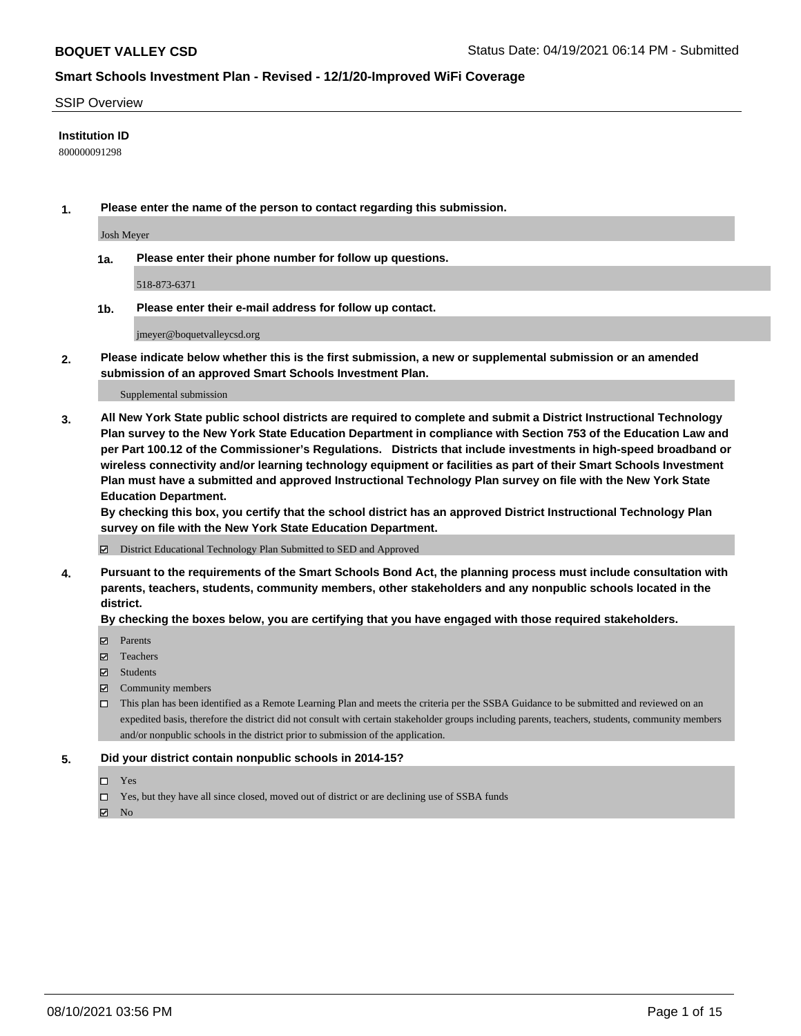**BOQUET VALLEY CSD** Status Date: 04/19/2021 06:14 PM - Submitted

## Smart Schools Investment Plan - Revised - 12/1/20-Improved WiFi Coverage

SSIP Overview

**Institution ID**

800000091298

**1. Please enter the name of the person to contact regarding this submission.**

Josh Meyer

**1a. Please enter their phone number for follow up questions.**

518-873-6371

**1b. Please enter their e-mail address for follow up contact.**

jmeyer@boquetvalleycsd.org

**2. Please indicate below whether this is the first submission, a new or supplemental submission or an amended submission of an approved Smart Schools Investment Plan.**

Supplemental submission

**3. All New York State public school districts are required to complete and submit a District Instructional Technology Plan survey to the New York State Education Department in compliance with Section 753 of the Education Law and per Part 100.12 of the Commissioner's Regulations. Districts that include investments in high-speed broadband or wireless connectivity and/or learning technology equipment or facilities as part of their Smart Schools Investment Plan must have a submitted and approved Instructional Technology Plan survey on file with the New York State Education Department.**

**By checking this box, you certify that the school district has an approved District Instructional Technology Plan survey on file with the New York State Education Department.**

☑ District Educational Technology Plan Submitted to SED and Approved

**4. Pursuant to the requirements of the Smart Schools Bond Act, the planning process must include consultation with parents, teachers, students, community members, other stakeholders and any nonpublic schools located in the district.**

**By checking the boxes below, you are certifying that you have engaged with those required stakeholders.**

☑ Parents
☑ Teachers
☑ Students
☑ Community members
☐ This plan has been identified as a Remote Learning Plan and meets the criteria per the SSBA Guidance to be submitted and reviewed on an expedited basis, therefore the district did not consult with certain stakeholder groups including parents, teachers, students, community members and/or nonpublic schools in the district prior to submission of the application.

**5. Did your district contain nonpublic schools in 2014-15?**

☐ Yes
☐ Yes, but they have all since closed, moved out of district or are declining use of SSBA funds
☑ No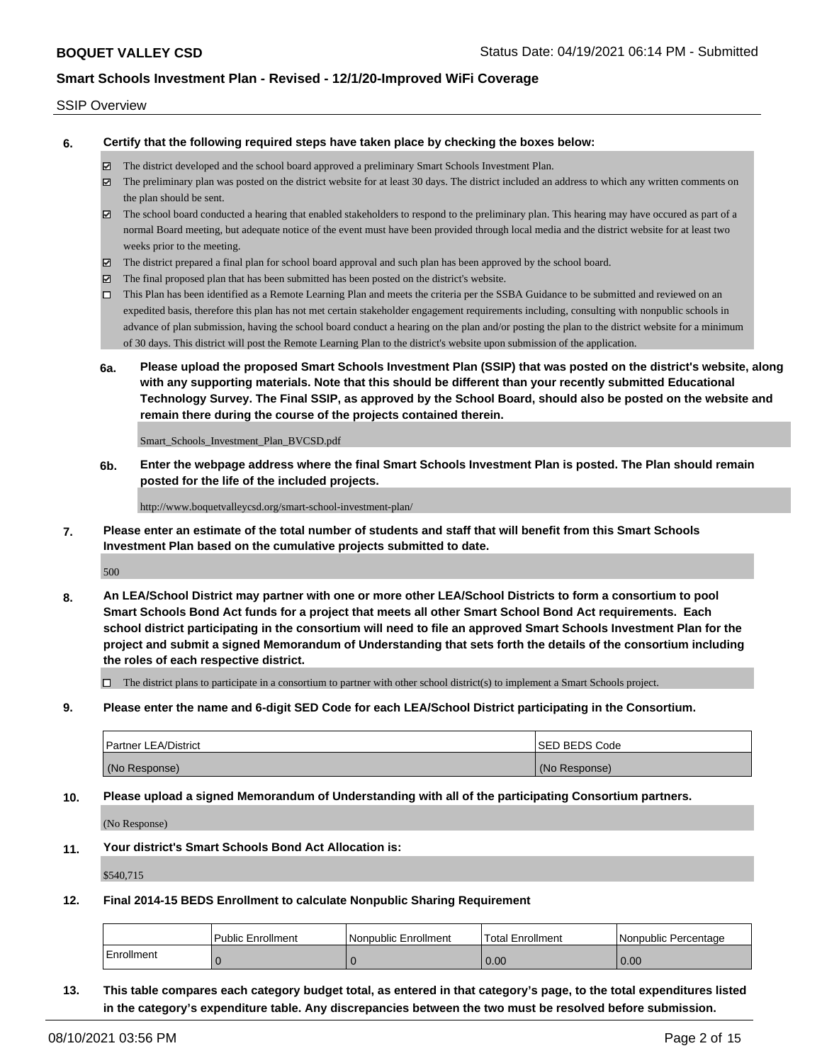SSIP Overview

**6. Certify that the following required steps have taken place by checking the boxes below:**

- ☑ The district developed and the school board approved a preliminary Smart Schools Investment Plan.
- ☑ The preliminary plan was posted on the district website for at least 30 days. The district included an address to which any written comments on the plan should be sent.
- ☑ The school board conducted a hearing that enabled stakeholders to respond to the preliminary plan. This hearing may have occured as part of a normal Board meeting, but adequate notice of the event must have been provided through local media and the district website for at least two weeks prior to the meeting.
- ☑ The district prepared a final plan for school board approval and such plan has been approved by the school board.
- ☑ The final proposed plan that has been submitted has been posted on the district's website.
- ☐ This Plan has been identified as a Remote Learning Plan and meets the criteria per the SSBA Guidance to be submitted and reviewed on an expedited basis, therefore this plan has not met certain stakeholder engagement requirements including, consulting with nonpublic schools in advance of plan submission, having the school board conduct a hearing on the plan and/or posting the plan to the district website for a minimum of 30 days. This district will post the Remote Learning Plan to the district's website upon submission of the application.

**6a. Please upload the proposed Smart Schools Investment Plan (SSIP) that was posted on the district's website, along with any supporting materials. Note that this should be different than your recently submitted Educational Technology Survey. The Final SSIP, as approved by the School Board, should also be posted on the website and remain there during the course of the projects contained therein.**

Smart_Schools_Investment_Plan_BVCSD.pdf

**6b. Enter the webpage address where the final Smart Schools Investment Plan is posted. The Plan should remain posted for the life of the included projects.**

http://www.boquetvalleycsd.org/smart-school-investment-plan/

**7. Please enter an estimate of the total number of students and staff that will benefit from this Smart Schools Investment Plan based on the cumulative projects submitted to date.**

500

**8. An LEA/School District may partner with one or more other LEA/School Districts to form a consortium to pool Smart Schools Bond Act funds for a project that meets all other Smart School Bond Act requirements. Each school district participating in the consortium will need to file an approved Smart Schools Investment Plan for the project and submit a signed Memorandum of Understanding that sets forth the details of the consortium including the roles of each respective district.**

- ☐ The district plans to participate in a consortium to partner with other school district(s) to implement a Smart Schools project.

**9. Please enter the name and 6-digit SED Code for each LEA/School District participating in the Consortium.**

| Partner LEA/District | SED BEDS Code |
|---|---|
| (No Response) | (No Response) |

**10. Please upload a signed Memorandum of Understanding with all of the participating Consortium partners.**

(No Response)

**11. Your district's Smart Schools Bond Act Allocation is:**

$540,715

**12. Final 2014-15 BEDS Enrollment to calculate Nonpublic Sharing Requirement**

| | Public Enrollment | Nonpublic Enrollment | Total Enrollment | Nonpublic Percentage |
|---|---|---|---|---|
| Enrollment | 0 | 0 | 0.00 | 0.00 |

**13. This table compares each category budget total, as entered in that category's page, to the total expenditures listed in the category's expenditure table. Any discrepancies between the two must be resolved before submission.**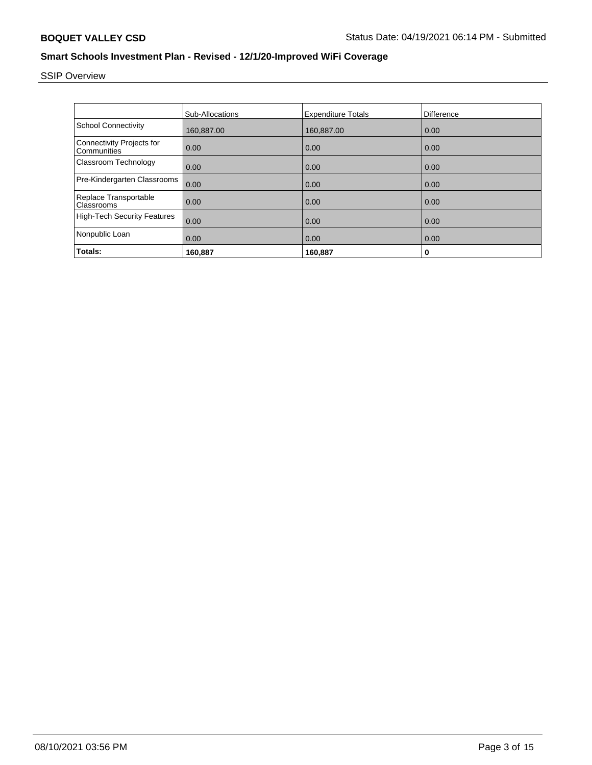## Smart Schools Investment Plan - Revised - 12/1/20-Improved WiFi Coverage

SSIP Overview

| | Sub-Allocations | Expenditure Totals | Difference |
|---|---|---|---|
| School Connectivity | 160,887.00 | 160,887.00 | 0.00 |
| Connectivity Projects for Communities | 0.00 | 0.00 | 0.00 |
| Classroom Technology | 0.00 | 0.00 | 0.00 |
| Pre-Kindergarten Classrooms | 0.00 | 0.00 | 0.00 |
| Replace Transportable Classrooms | 0.00 | 0.00 | 0.00 |
| High-Tech Security Features | 0.00 | 0.00 | 0.00 |
| Nonpublic Loan | 0.00 | 0.00 | 0.00 |
| **Totals:** | **160,887** | **160,887** | **0** |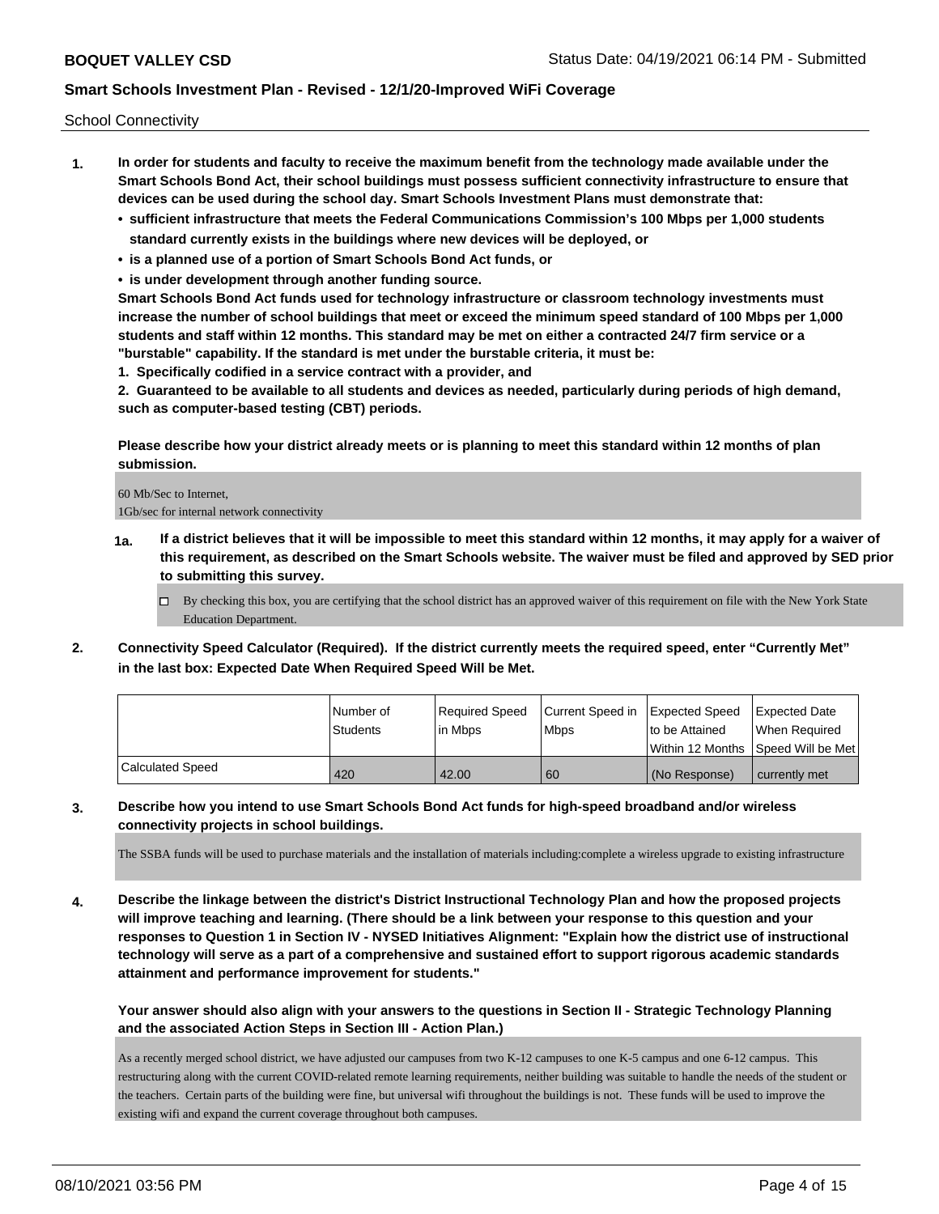School Connectivity

1. **In order for students and faculty to receive the maximum benefit from the technology made available under the Smart Schools Bond Act, their school buildings must possess sufficient connectivity infrastructure to ensure that devices can be used during the school day. Smart Schools Investment Plans must demonstrate that:**
   - **sufficient infrastructure that meets the Federal Communications Commission's 100 Mbps per 1,000 students standard currently exists in the buildings where new devices will be deployed, or**
   - **is a planned use of a portion of Smart Schools Bond Act funds, or**
   - **is under development through another funding source.**

   **Smart Schools Bond Act funds used for technology infrastructure or classroom technology investments must increase the number of school buildings that meet or exceed the minimum speed standard of 100 Mbps per 1,000 students and staff within 12 months. This standard may be met on either a contracted 24/7 firm service or a "burstable" capability. If the standard is met under the burstable criteria, it must be:**

   **1. Specifically codified in a service contract with a provider, and**

   **2. Guaranteed to be available to all students and devices as needed, particularly during periods of high demand, such as computer-based testing (CBT) periods.**

   **Please describe how your district already meets or is planning to meet this standard within 12 months of plan submission.**

   60 Mb/Sec to Internet,
   1Gb/sec for internal network connectivity

   **1a. If a district believes that it will be impossible to meet this standard within 12 months, it may apply for a waiver of this requirement, as described on the Smart Schools website. The waiver must be filed and approved by SED prior to submitting this survey.**

   ☐ By checking this box, you are certifying that the school district has an approved waiver of this requirement on file with the New York State Education Department.

2. **Connectivity Speed Calculator (Required). If the district currently meets the required speed, enter "Currently Met" in the last box: Expected Date When Required Speed Will be Met.**

| | Number of Students | Required Speed in Mbps | Current Speed in Mbps | Expected Speed to be Attained Within 12 Months | Expected Date When Required Speed Will be Met |
|---|---|---|---|---|---|
| Calculated Speed | 420 | 42.00 | 60 | (No Response) | currently met |

3. **Describe how you intend to use Smart Schools Bond Act funds for high-speed broadband and/or wireless connectivity projects in school buildings.**

   The SSBA funds will be used to purchase materials and the installation of materials including:complete a wireless upgrade to existing infrastructure

4. **Describe the linkage between the district's District Instructional Technology Plan and how the proposed projects will improve teaching and learning. (There should be a link between your response to this question and your responses to Question 1 in Section IV - NYSED Initiatives Alignment: "Explain how the district use of instructional technology will serve as a part of a comprehensive and sustained effort to support rigorous academic standards attainment and performance improvement for students."**

   **Your answer should also align with your answers to the questions in Section II - Strategic Technology Planning and the associated Action Steps in Section III - Action Plan.)**

   As a recently merged school district, we have adjusted our campuses from two K-12 campuses to one K-5 campus and one 6-12 campus. This restructuring along with the current COVID-related remote learning requirements, neither building was suitable to handle the needs of the student or the teachers. Certain parts of the building were fine, but universal wifi throughout the buildings is not. These funds will be used to improve the existing wifi and expand the current coverage throughout both campuses.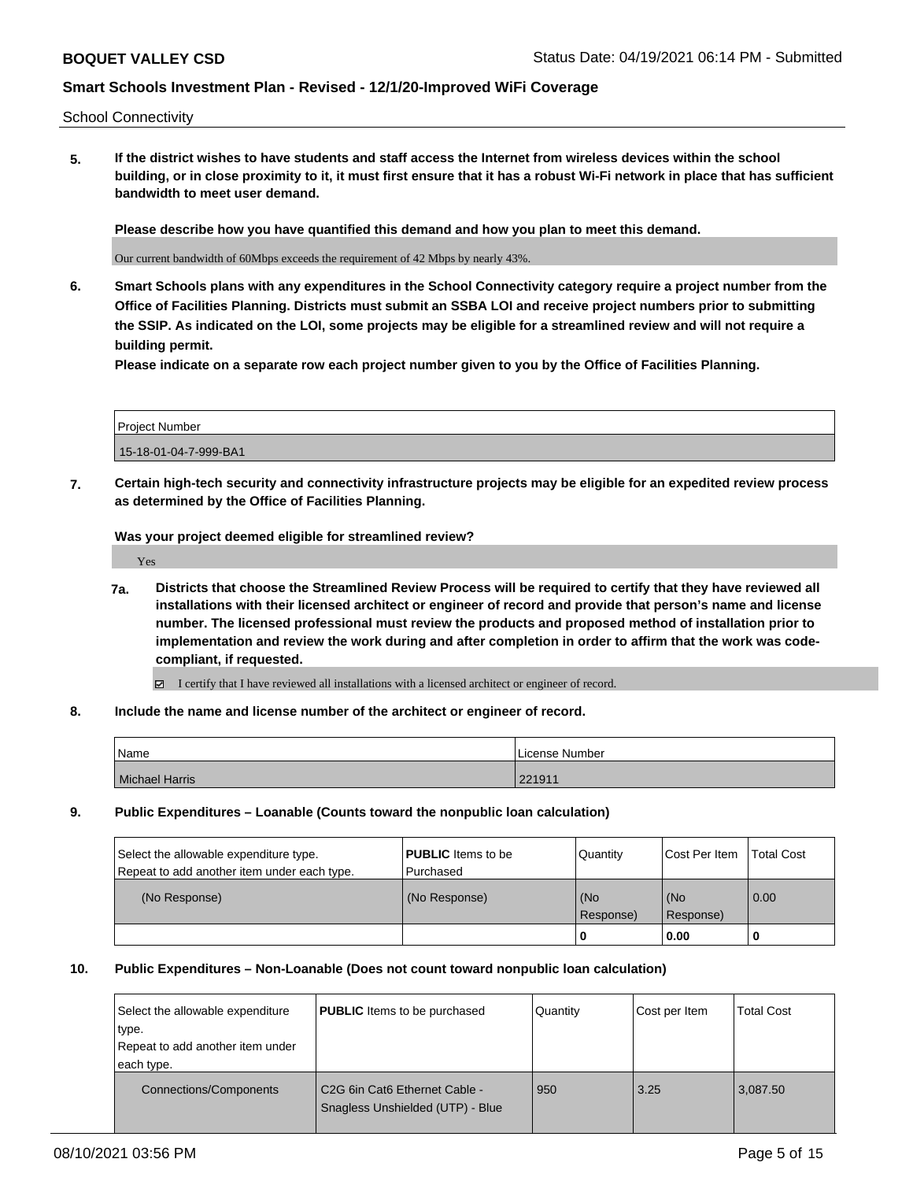School Connectivity

**5. If the district wishes to have students and staff access the Internet from wireless devices within the school building, or in close proximity to it, it must first ensure that it has a robust Wi-Fi network in place that has sufficient bandwidth to meet user demand.**

**Please describe how you have quantified this demand and how you plan to meet this demand.**

Our current bandwidth of 60Mbps exceeds the requirement of 42 Mbps by nearly 43%.

**6. Smart Schools plans with any expenditures in the School Connectivity category require a project number from the Office of Facilities Planning. Districts must submit an SSBA LOI and receive project numbers prior to submitting the SSIP. As indicated on the LOI, some projects may be eligible for a streamlined review and will not require a building permit.**

**Please indicate on a separate row each project number given to you by the Office of Facilities Planning.**

| Project Number |
| --- |
| 15-18-01-04-7-999-BA1 |

**7. Certain high-tech security and connectivity infrastructure projects may be eligible for an expedited review process as determined by the Office of Facilities Planning.**

**Was your project deemed eligible for streamlined review?**

Yes

**7a. Districts that choose the Streamlined Review Process will be required to certify that they have reviewed all installations with their licensed architect or engineer of record and provide that person's name and license number. The licensed professional must review the products and proposed method of installation prior to implementation and review the work during and after completion in order to affirm that the work was code-compliant, if requested.**

☑ I certify that I have reviewed all installations with a licensed architect or engineer of record.

**8. Include the name and license number of the architect or engineer of record.**

| Name | License Number |
| --- | --- |
| Michael Harris | 221911 |

**9. Public Expenditures – Loanable (Counts toward the nonpublic loan calculation)**

| Select the allowable expenditure type. Repeat to add another item under each type. | **PUBLIC** Items to be Purchased | Quantity | Cost Per Item | Total Cost |
| --- | --- | --- | --- | --- |
| (No Response) | (No Response) | (No Response) | (No Response) | 0.00 |
| | | **0** | **0.00** | **0** |

**10. Public Expenditures – Non-Loanable (Does not count toward nonpublic loan calculation)**

| Select the allowable expenditure type. Repeat to add another item under each type. | **PUBLIC** Items to be purchased | Quantity | Cost per Item | Total Cost |
| --- | --- | --- | --- | --- |
| Connections/Components | C2G 6in Cat6 Ethernet Cable - Snagless Unshielded (UTP) - Blue | 950 | 3.25 | 3,087.50 |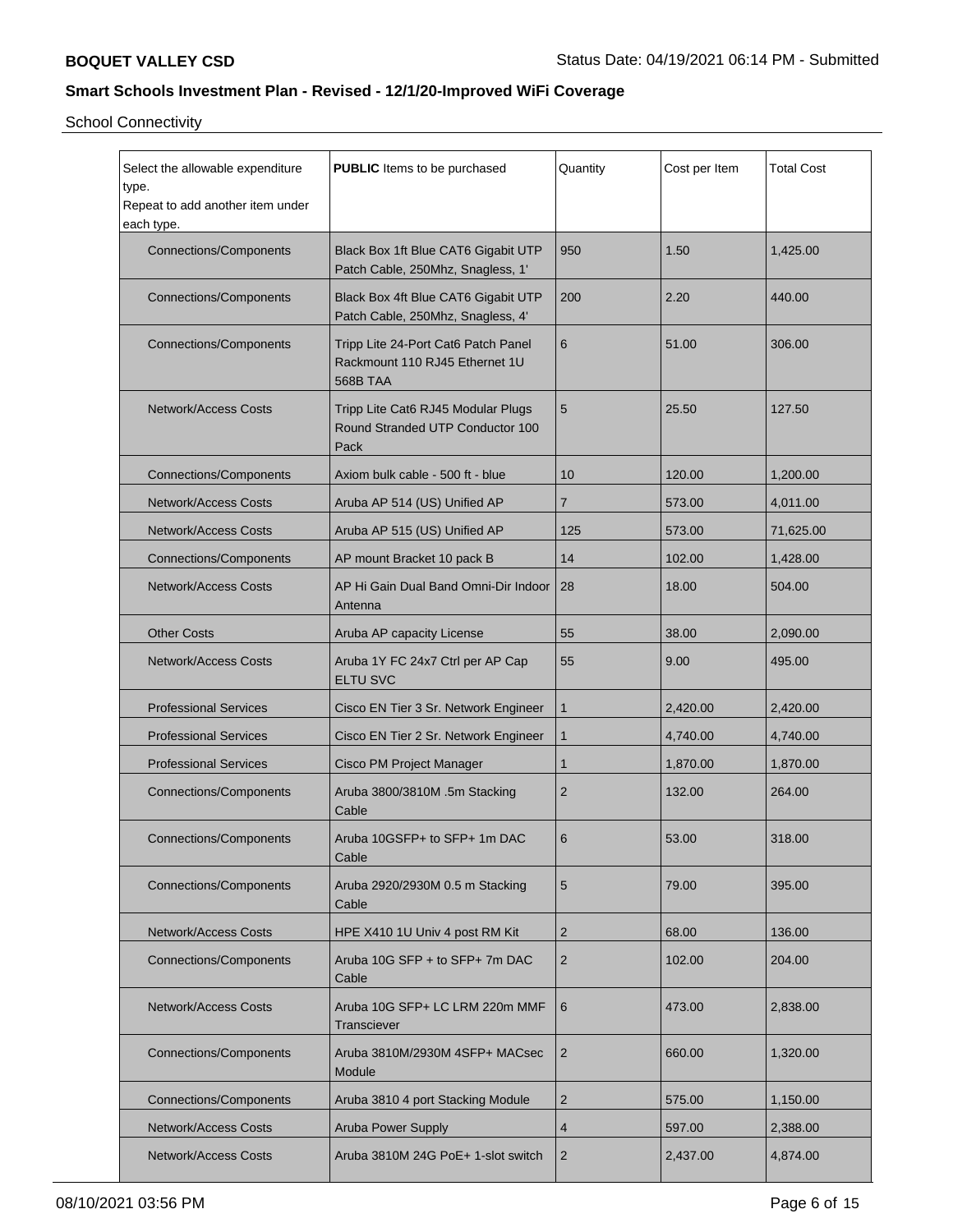**BOQUET VALLEY CSD** Status Date: 04/19/2021 06:14 PM - Submitted

## Smart Schools Investment Plan - Revised - 12/1/20-Improved WiFi Coverage

School Connectivity

| Select the allowable expenditure type. Repeat to add another item under each type. | **PUBLIC** Items to be purchased | Quantity | Cost per Item | Total Cost |
|---|---|---|---|---|
| Connections/Components | Black Box 1ft Blue CAT6 Gigabit UTP Patch Cable, 250Mhz, Snagless, 1' | 950 | 1.50 | 1,425.00 |
| Connections/Components | Black Box 4ft Blue CAT6 Gigabit UTP Patch Cable, 250Mhz, Snagless, 4' | 200 | 2.20 | 440.00 |
| Connections/Components | Tripp Lite 24-Port Cat6 Patch Panel Rackmount 110 RJ45 Ethernet 1U 568B TAA | 6 | 51.00 | 306.00 |
| Network/Access Costs | Tripp Lite Cat6 RJ45 Modular Plugs Round Stranded UTP Conductor 100 Pack | 5 | 25.50 | 127.50 |
| Connections/Components | Axiom bulk cable - 500 ft - blue | 10 | 120.00 | 1,200.00 |
| Network/Access Costs | Aruba AP 514 (US) Unified AP | 7 | 573.00 | 4,011.00 |
| Network/Access Costs | Aruba AP 515 (US) Unified AP | 125 | 573.00 | 71,625.00 |
| Connections/Components | AP mount Bracket 10 pack B | 14 | 102.00 | 1,428.00 |
| Network/Access Costs | AP Hi Gain Dual Band Omni-Dir Indoor Antenna | 28 | 18.00 | 504.00 |
| Other Costs | Aruba AP capacity License | 55 | 38.00 | 2,090.00 |
| Network/Access Costs | Aruba 1Y FC 24x7 Ctrl per AP Cap ELTU SVC | 55 | 9.00 | 495.00 |
| Professional Services | Cisco EN Tier 3 Sr. Network Engineer | 1 | 2,420.00 | 2,420.00 |
| Professional Services | Cisco EN Tier 2 Sr. Network Engineer | 1 | 4,740.00 | 4,740.00 |
| Professional Services | Cisco PM Project Manager | 1 | 1,870.00 | 1,870.00 |
| Connections/Components | Aruba 3800/3810M .5m Stacking Cable | 2 | 132.00 | 264.00 |
| Connections/Components | Aruba 10GSFP+ to SFP+ 1m DAC Cable | 6 | 53.00 | 318.00 |
| Connections/Components | Aruba 2920/2930M 0.5 m Stacking Cable | 5 | 79.00 | 395.00 |
| Network/Access Costs | HPE X410 1U Univ 4 post RM Kit | 2 | 68.00 | 136.00 |
| Connections/Components | Aruba 10G SFP + to SFP+ 7m DAC Cable | 2 | 102.00 | 204.00 |
| Network/Access Costs | Aruba 10G SFP+ LC LRM 220m MMF Transciever | 6 | 473.00 | 2,838.00 |
| Connections/Components | Aruba 3810M/2930M 4SFP+ MACsec Module | 2 | 660.00 | 1,320.00 |
| Connections/Components | Aruba 3810 4 port Stacking Module | 2 | 575.00 | 1,150.00 |
| Network/Access Costs | Aruba Power Supply | 4 | 597.00 | 2,388.00 |
| Network/Access Costs | Aruba 3810M 24G PoE+ 1-slot switch | 2 | 2,437.00 | 4,874.00 |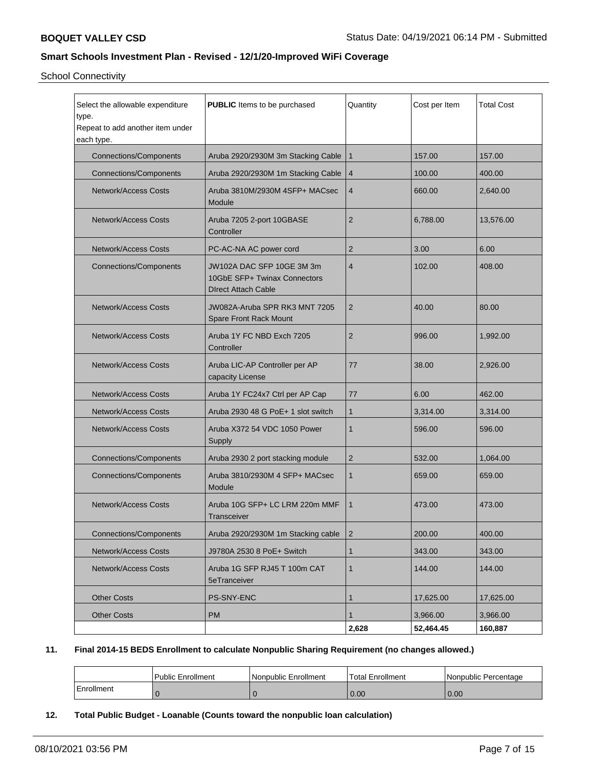School Connectivity

| Select the allowable expenditure type. Repeat to add another item under each type. | **PUBLIC** Items to be purchased | Quantity | Cost per Item | Total Cost |
|---|---|---|---|---|
| Connections/Components | Aruba 2920/2930M 3m Stacking Cable | 1 | 157.00 | 157.00 |
| Connections/Components | Aruba 2920/2930M 1m Stacking Cable | 4 | 100.00 | 400.00 |
| Network/Access Costs | Aruba 3810M/2930M 4SFP+ MACsec Module | 4 | 660.00 | 2,640.00 |
| Network/Access Costs | Aruba 7205 2-port 10GBASE Controller | 2 | 6,788.00 | 13,576.00 |
| Network/Access Costs | PC-AC-NA AC power cord | 2 | 3.00 | 6.00 |
| Connections/Components | JW102A DAC SFP 10GE 3M 3m 10GbE SFP+ Twinax Connectors DIrect Attach Cable | 4 | 102.00 | 408.00 |
| Network/Access Costs | JW082A-Aruba SPR RK3 MNT 7205 Spare Front Rack Mount | 2 | 40.00 | 80.00 |
| Network/Access Costs | Aruba 1Y FC NBD Exch 7205 Controller | 2 | 996.00 | 1,992.00 |
| Network/Access Costs | Aruba LIC-AP Controller per AP capacity License | 77 | 38.00 | 2,926.00 |
| Network/Access Costs | Aruba 1Y FC24x7 Ctrl per AP Cap | 77 | 6.00 | 462.00 |
| Network/Access Costs | Aruba 2930 48 G PoE+ 1 slot switch | 1 | 3,314.00 | 3,314.00 |
| Network/Access Costs | Aruba X372 54 VDC 1050 Power Supply | 1 | 596.00 | 596.00 |
| Connections/Components | Aruba 2930 2 port stacking module | 2 | 532.00 | 1,064.00 |
| Connections/Components | Aruba 3810/2930M 4 SFP+ MACsec Module | 1 | 659.00 | 659.00 |
| Network/Access Costs | Aruba 10G SFP+ LC LRM 220m MMF Transceiver | 1 | 473.00 | 473.00 |
| Connections/Components | Aruba 2920/2930M 1m Stacking cable | 2 | 200.00 | 400.00 |
| Network/Access Costs | J9780A 2530 8 PoE+ Switch | 1 | 343.00 | 343.00 |
| Network/Access Costs | Aruba 1G SFP RJ45 T 100m CAT 5eTranceiver | 1 | 144.00 | 144.00 |
| Other Costs | PS-SNY-ENC | 1 | 17,625.00 | 17,625.00 |
| Other Costs | PM | 1 | 3,966.00 | 3,966.00 |
| | | **2,628** | **52,464.45** | **160,887** |

**11. Final 2014-15 BEDS Enrollment to calculate Nonpublic Sharing Requirement (no changes allowed.)**

| | Public Enrollment | Nonpublic Enrollment | Total Enrollment | Nonpublic Percentage |
|---|---|---|---|---|
| Enrollment | 0 | 0 | 0.00 | 0.00 |

**12. Total Public Budget - Loanable (Counts toward the nonpublic loan calculation)**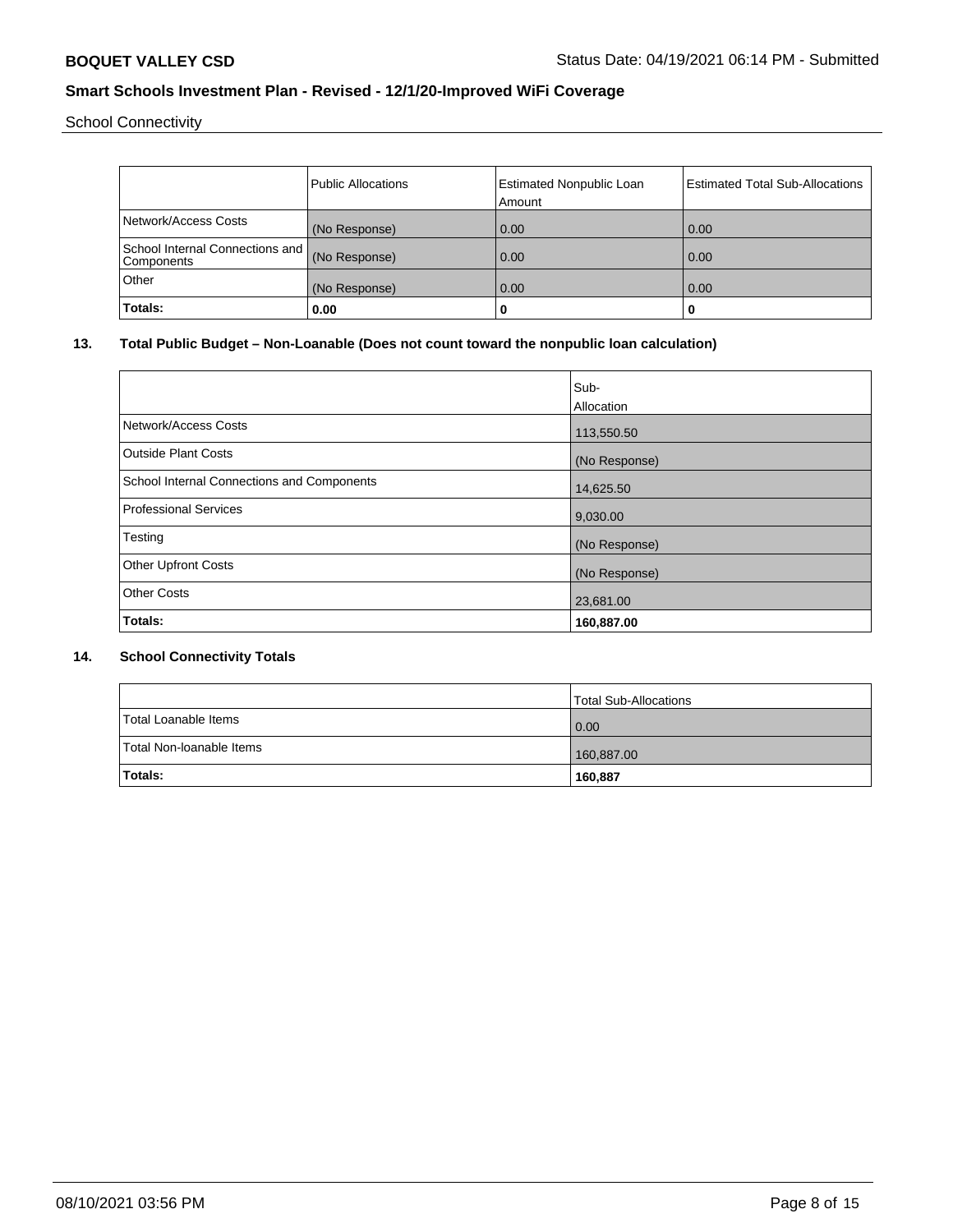School Connectivity

| | Public Allocations | Estimated Nonpublic Loan Amount | Estimated Total Sub-Allocations |
|---|---|---|---|
| Network/Access Costs | (No Response) | 0.00 | 0.00 |
| School Internal Connections and Components | (No Response) | 0.00 | 0.00 |
| Other | (No Response) | 0.00 | 0.00 |
| **Totals:** | **0.00** | **0** | **0** |

## 13. Total Public Budget – Non-Loanable (Does not count toward the nonpublic loan calculation)

| | Sub-Allocation |
|---|---|
| Network/Access Costs | 113,550.50 |
| Outside Plant Costs | (No Response) |
| School Internal Connections and Components | 14,625.50 |
| Professional Services | 9,030.00 |
| Testing | (No Response) |
| Other Upfront Costs | (No Response) |
| Other Costs | 23,681.00 |
| **Totals:** | **160,887.00** |

## 14. School Connectivity Totals

| | Total Sub-Allocations |
|---|---|
| Total Loanable Items | 0.00 |
| Total Non-loanable Items | 160,887.00 |
| **Totals:** | **160,887** |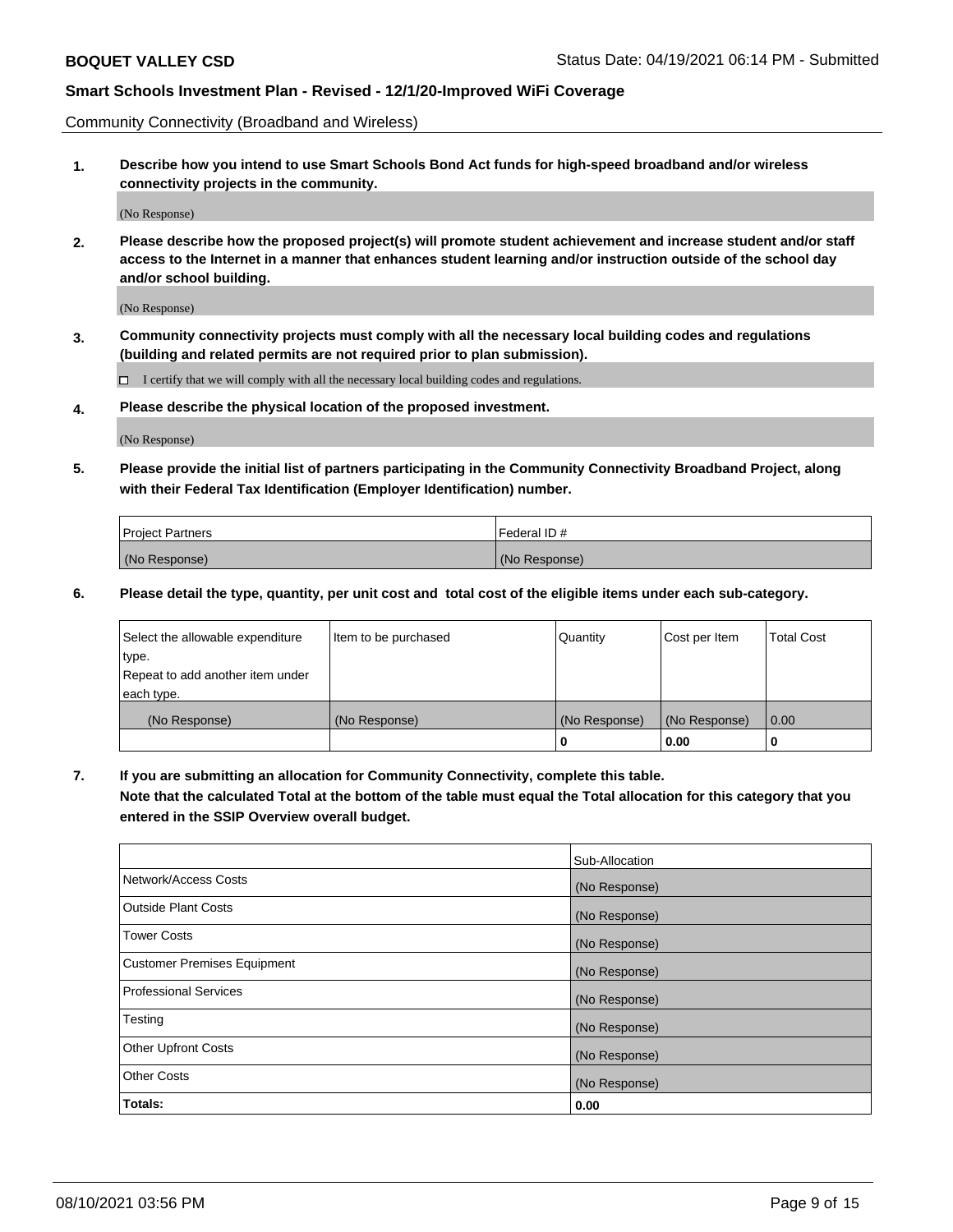Community Connectivity (Broadband and Wireless)

**1. Describe how you intend to use Smart Schools Bond Act funds for high-speed broadband and/or wireless connectivity projects in the community.**

(No Response)

**2. Please describe how the proposed project(s) will promote student achievement and increase student and/or staff access to the Internet in a manner that enhances student learning and/or instruction outside of the school day and/or school building.**

(No Response)

**3. Community connectivity projects must comply with all the necessary local building codes and regulations (building and related permits are not required prior to plan submission).**

☐ I certify that we will comply with all the necessary local building codes and regulations.

**4. Please describe the physical location of the proposed investment.**

(No Response)

**5. Please provide the initial list of partners participating in the Community Connectivity Broadband Project, along with their Federal Tax Identification (Employer Identification) number.**

| Project Partners | Federal ID # |
|---|---|
| (No Response) | (No Response) |

**6. Please detail the type, quantity, per unit cost and total cost of the eligible items under each sub-category.**

| Select the allowable expenditure type. Repeat to add another item under each type. | Item to be purchased | Quantity | Cost per Item | Total Cost |
|---|---|---|---|---|
| (No Response) | (No Response) | (No Response) | (No Response) | 0.00 |
| | | **0** | **0.00** | **0** |

**7. If you are submitting an allocation for Community Connectivity, complete this table. Note that the calculated Total at the bottom of the table must equal the Total allocation for this category that you entered in the SSIP Overview overall budget.**

| | Sub-Allocation |
|---|---|
| Network/Access Costs | (No Response) |
| Outside Plant Costs | (No Response) |
| Tower Costs | (No Response) |
| Customer Premises Equipment | (No Response) |
| Professional Services | (No Response) |
| Testing | (No Response) |
| Other Upfront Costs | (No Response) |
| Other Costs | (No Response) |
| **Totals:** | **0.00** |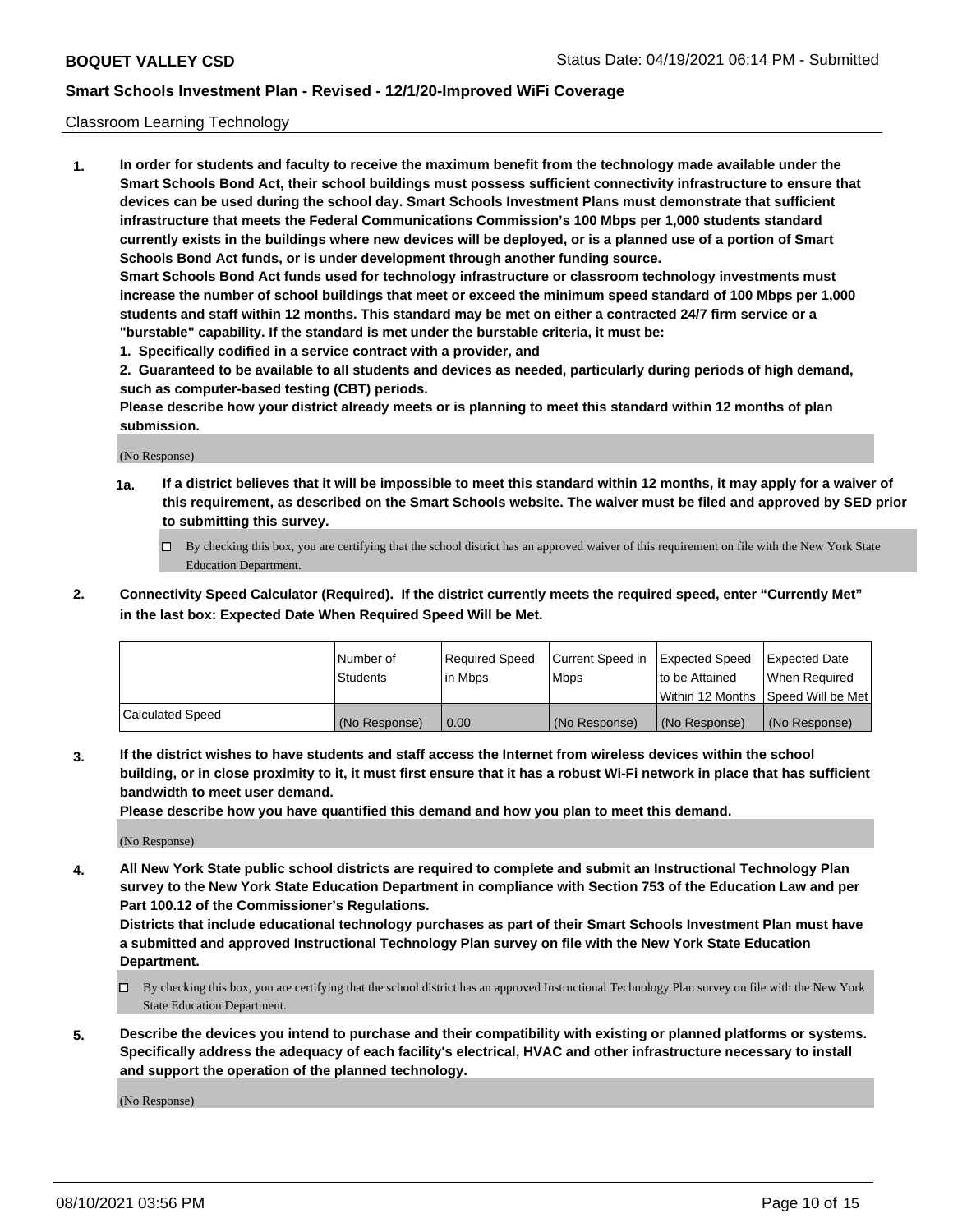Classroom Learning Technology

**1. In order for students and faculty to receive the maximum benefit from the technology made available under the Smart Schools Bond Act, their school buildings must possess sufficient connectivity infrastructure to ensure that devices can be used during the school day. Smart Schools Investment Plans must demonstrate that sufficient infrastructure that meets the Federal Communications Commission's 100 Mbps per 1,000 students standard currently exists in the buildings where new devices will be deployed, or is a planned use of a portion of Smart Schools Bond Act funds, or is under development through another funding source.**

**Smart Schools Bond Act funds used for technology infrastructure or classroom technology investments must increase the number of school buildings that meet or exceed the minimum speed standard of 100 Mbps per 1,000 students and staff within 12 months. This standard may be met on either a contracted 24/7 firm service or a "burstable" capability. If the standard is met under the burstable criteria, it must be:**

**1. Specifically codified in a service contract with a provider, and**

**2. Guaranteed to be available to all students and devices as needed, particularly during periods of high demand, such as computer-based testing (CBT) periods.**

**Please describe how your district already meets or is planning to meet this standard within 12 months of plan submission.**

(No Response)

**1a. If a district believes that it will be impossible to meet this standard within 12 months, it may apply for a waiver of this requirement, as described on the Smart Schools website. The waiver must be filed and approved by SED prior to submitting this survey.**

- ☐ By checking this box, you are certifying that the school district has an approved waiver of this requirement on file with the New York State Education Department.

**2. Connectivity Speed Calculator (Required). If the district currently meets the required speed, enter "Currently Met" in the last box: Expected Date When Required Speed Will be Met.**

| | Number of Students | Required Speed in Mbps | Current Speed in Mbps | Expected Speed to be Attained Within 12 Months | Expected Date When Required Speed Will be Met |
|---|---|---|---|---|---|
| Calculated Speed | (No Response) | 0.00 | (No Response) | (No Response) | (No Response) |

**3. If the district wishes to have students and staff access the Internet from wireless devices within the school building, or in close proximity to it, it must first ensure that it has a robust Wi-Fi network in place that has sufficient bandwidth to meet user demand.**

**Please describe how you have quantified this demand and how you plan to meet this demand.**

(No Response)

**4. All New York State public school districts are required to complete and submit an Instructional Technology Plan survey to the New York State Education Department in compliance with Section 753 of the Education Law and per Part 100.12 of the Commissioner's Regulations.**

**Districts that include educational technology purchases as part of their Smart Schools Investment Plan must have a submitted and approved Instructional Technology Plan survey on file with the New York State Education Department.**

- ☐ By checking this box, you are certifying that the school district has an approved Instructional Technology Plan survey on file with the New York State Education Department.

**5. Describe the devices you intend to purchase and their compatibility with existing or planned platforms or systems. Specifically address the adequacy of each facility's electrical, HVAC and other infrastructure necessary to install and support the operation of the planned technology.**

(No Response)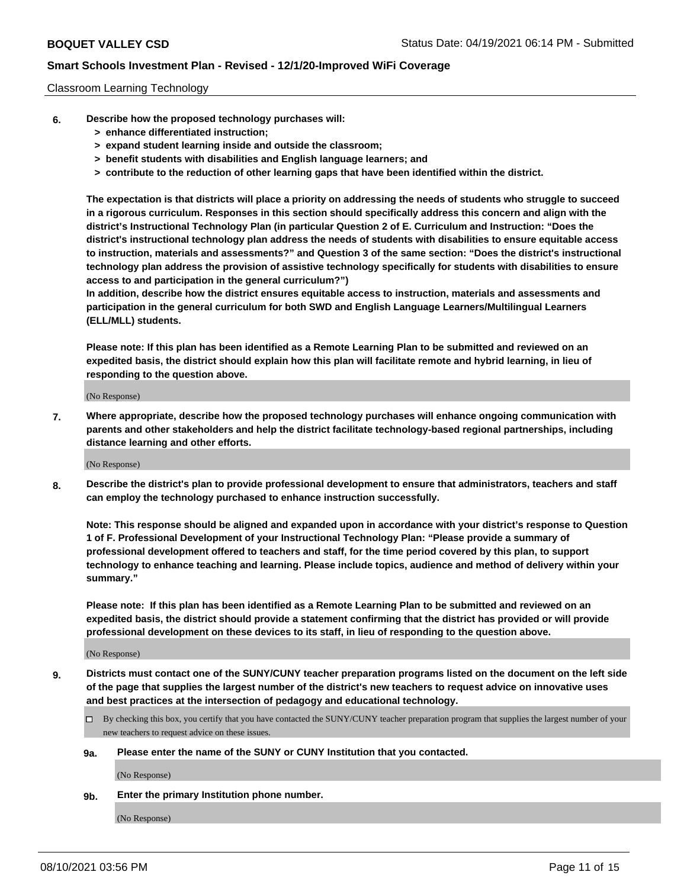Classroom Learning Technology

6. **Describe how the proposed technology purchases will:**
   - **> enhance differentiated instruction;**
   - **> expand student learning inside and outside the classroom;**
   - **> benefit students with disabilities and English language learners; and**
   - **> contribute to the reduction of other learning gaps that have been identified within the district.**

   **The expectation is that districts will place a priority on addressing the needs of students who struggle to succeed in a rigorous curriculum. Responses in this section should specifically address this concern and align with the district's Instructional Technology Plan (in particular Question 2 of E. Curriculum and Instruction: "Does the district's instructional technology plan address the needs of students with disabilities to ensure equitable access to instruction, materials and assessments?" and Question 3 of the same section: "Does the district's instructional technology plan address the provision of assistive technology specifically for students with disabilities to ensure access to and participation in the general curriculum?")**

   **In addition, describe how the district ensures equitable access to instruction, materials and assessments and participation in the general curriculum for both SWD and English Language Learners/Multilingual Learners (ELL/MLL) students.**

   **Please note: If this plan has been identified as a Remote Learning Plan to be submitted and reviewed on an expedited basis, the district should explain how this plan will facilitate remote and hybrid learning, in lieu of responding to the question above.**

   (No Response)

7. **Where appropriate, describe how the proposed technology purchases will enhance ongoing communication with parents and other stakeholders and help the district facilitate technology-based regional partnerships, including distance learning and other efforts.**

   (No Response)

8. **Describe the district's plan to provide professional development to ensure that administrators, teachers and staff can employ the technology purchased to enhance instruction successfully.**

   **Note: This response should be aligned and expanded upon in accordance with your district's response to Question 1 of F. Professional Development of your Instructional Technology Plan: "Please provide a summary of professional development offered to teachers and staff, for the time period covered by this plan, to support technology to enhance teaching and learning. Please include topics, audience and method of delivery within your summary."**

   **Please note: If this plan has been identified as a Remote Learning Plan to be submitted and reviewed on an expedited basis, the district should provide a statement confirming that the district has provided or will provide professional development on these devices to its staff, in lieu of responding to the question above.**

   (No Response)

9. **Districts must contact one of the SUNY/CUNY teacher preparation programs listed on the document on the left side of the page that supplies the largest number of the district's new teachers to request advice on innovative uses and best practices at the intersection of pedagogy and educational technology.**

   ☐ By checking this box, you certify that you have contacted the SUNY/CUNY teacher preparation program that supplies the largest number of your new teachers to request advice on these issues.

   **9a. Please enter the name of the SUNY or CUNY Institution that you contacted.**

   (No Response)

   **9b. Enter the primary Institution phone number.**

   (No Response)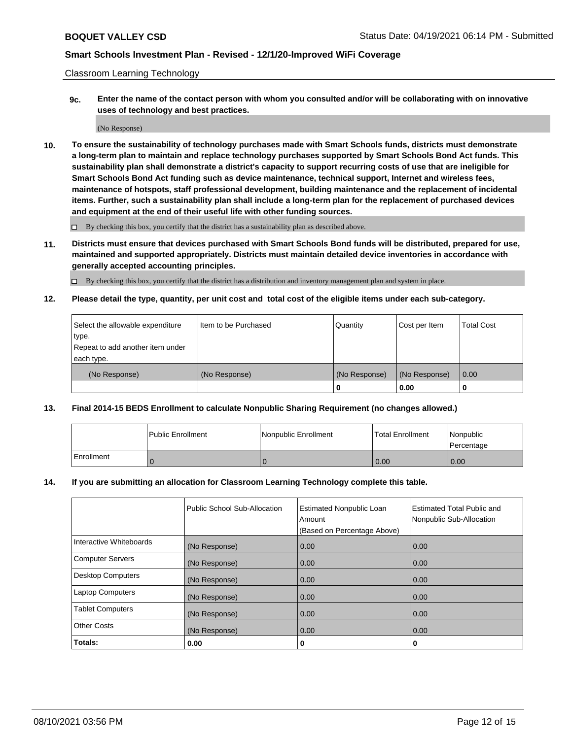Classroom Learning Technology

**9c.** **Enter the name of the contact person with whom you consulted and/or will be collaborating with on innovative uses of technology and best practices.**

(No Response)

**10.** **To ensure the sustainability of technology purchases made with Smart Schools funds, districts must demonstrate a long-term plan to maintain and replace technology purchases supported by Smart Schools Bond Act funds. This sustainability plan shall demonstrate a district's capacity to support recurring costs of use that are ineligible for Smart Schools Bond Act funding such as device maintenance, technical support, Internet and wireless fees, maintenance of hotspots, staff professional development, building maintenance and the replacement of incidental items. Further, such a sustainability plan shall include a long-term plan for the replacement of purchased devices and equipment at the end of their useful life with other funding sources.**

☐ By checking this box, you certify that the district has a sustainability plan as described above.

**11.** **Districts must ensure that devices purchased with Smart Schools Bond funds will be distributed, prepared for use, maintained and supported appropriately. Districts must maintain detailed device inventories in accordance with generally accepted accounting principles.**

☐ By checking this box, you certify that the district has a distribution and inventory management plan and system in place.

**12.** **Please detail the type, quantity, per unit cost and total cost of the eligible items under each sub-category.**

| Select the allowable expenditure type. Repeat to add another item under each type. | Item to be Purchased | Quantity | Cost per Item | Total Cost |
|---|---|---|---|---|
| (No Response) | (No Response) | (No Response) | (No Response) | 0.00 |
| | | **0** | **0.00** | **0** |

**13.** **Final 2014-15 BEDS Enrollment to calculate Nonpublic Sharing Requirement (no changes allowed.)**

| | Public Enrollment | Nonpublic Enrollment | Total Enrollment | Nonpublic Percentage |
|---|---|---|---|---|
| Enrollment | 0 | 0 | 0.00 | 0.00 |

**14.** **If you are submitting an allocation for Classroom Learning Technology complete this table.**

| | Public School Sub-Allocation | Estimated Nonpublic Loan Amount (Based on Percentage Above) | Estimated Total Public and Nonpublic Sub-Allocation |
|---|---|---|---|
| Interactive Whiteboards | (No Response) | 0.00 | 0.00 |
| Computer Servers | (No Response) | 0.00 | 0.00 |
| Desktop Computers | (No Response) | 0.00 | 0.00 |
| Laptop Computers | (No Response) | 0.00 | 0.00 |
| Tablet Computers | (No Response) | 0.00 | 0.00 |
| Other Costs | (No Response) | 0.00 | 0.00 |
| **Totals:** | **0.00** | **0** | **0** |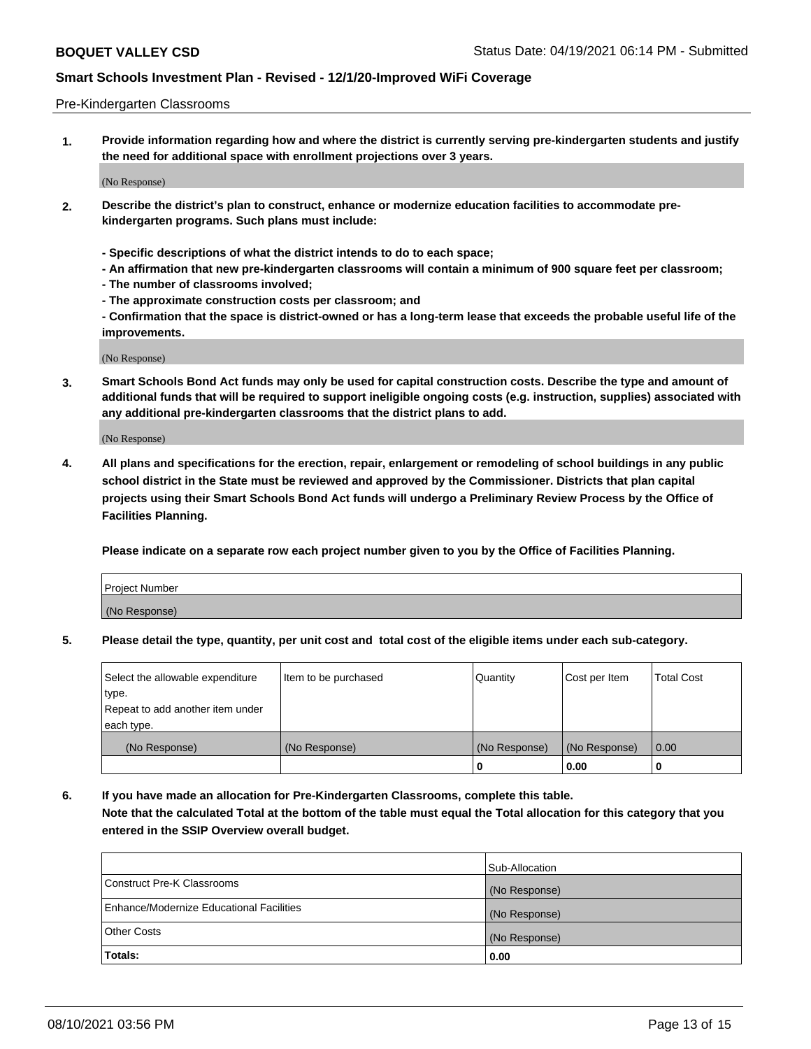Pre-Kindergarten Classrooms

**1. Provide information regarding how and where the district is currently serving pre-kindergarten students and justify the need for additional space with enrollment projections over 3 years.**

(No Response)

**2. Describe the district's plan to construct, enhance or modernize education facilities to accommodate pre-kindergarten programs. Such plans must include:**

**- Specific descriptions of what the district intends to do to each space;**
**- An affirmation that new pre-kindergarten classrooms will contain a minimum of 900 square feet per classroom;**
**- The number of classrooms involved;**
**- The approximate construction costs per classroom; and**
**- Confirmation that the space is district-owned or has a long-term lease that exceeds the probable useful life of the improvements.**

(No Response)

**3. Smart Schools Bond Act funds may only be used for capital construction costs. Describe the type and amount of additional funds that will be required to support ineligible ongoing costs (e.g. instruction, supplies) associated with any additional pre-kindergarten classrooms that the district plans to add.**

(No Response)

**4. All plans and specifications for the erection, repair, enlargement or remodeling of school buildings in any public school district in the State must be reviewed and approved by the Commissioner. Districts that plan capital projects using their Smart Schools Bond Act funds will undergo a Preliminary Review Process by the Office of Facilities Planning.**

**Please indicate on a separate row each project number given to you by the Office of Facilities Planning.**

| Project Number |
| --- |
| (No Response) |

**5. Please detail the type, quantity, per unit cost and total cost of the eligible items under each sub-category.**

| Select the allowable expenditure type. Repeat to add another item under each type. | Item to be purchased | Quantity | Cost per Item | Total Cost |
| --- | --- | --- | --- | --- |
| (No Response) | (No Response) | (No Response) | (No Response) | 0.00 |
| | | 0 | 0.00 | 0 |

**6. If you have made an allocation for Pre-Kindergarten Classrooms, complete this table.**
**Note that the calculated Total at the bottom of the table must equal the Total allocation for this category that you entered in the SSIP Overview overall budget.**

| | Sub-Allocation |
| --- | --- |
| Construct Pre-K Classrooms | (No Response) |
| Enhance/Modernize Educational Facilities | (No Response) |
| Other Costs | (No Response) |
| **Totals:** | **0.00** |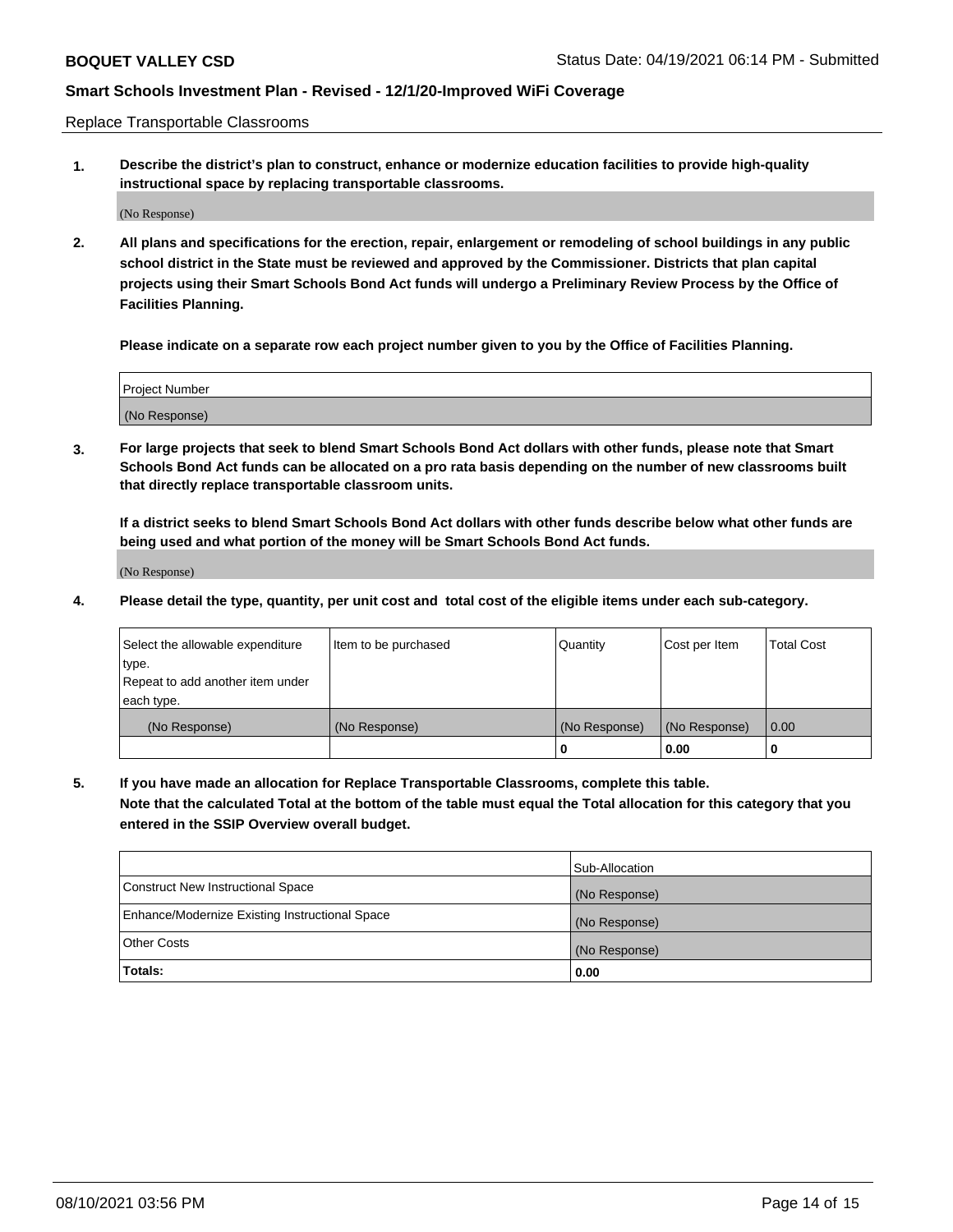Replace Transportable Classrooms

1. **Describe the district's plan to construct, enhance or modernize education facilities to provide high-quality instructional space by replacing transportable classrooms.**

(No Response)

2. **All plans and specifications for the erection, repair, enlargement or remodeling of school buildings in any public school district in the State must be reviewed and approved by the Commissioner. Districts that plan capital projects using their Smart Schools Bond Act funds will undergo a Preliminary Review Process by the Office of Facilities Planning.**

**Please indicate on a separate row each project number given to you by the Office of Facilities Planning.**

| Project Number |
|---|
| (No Response) |

3. **For large projects that seek to blend Smart Schools Bond Act dollars with other funds, please note that Smart Schools Bond Act funds can be allocated on a pro rata basis depending on the number of new classrooms built that directly replace transportable classroom units.**

**If a district seeks to blend Smart Schools Bond Act dollars with other funds describe below what other funds are being used and what portion of the money will be Smart Schools Bond Act funds.**

(No Response)

4. **Please detail the type, quantity, per unit cost and total cost of the eligible items under each sub-category.**

| Select the allowable expenditure type. Repeat to add another item under each type. | Item to be purchased | Quantity | Cost per Item | Total Cost |
|---|---|---|---|---|
| (No Response) | (No Response) | (No Response) | (No Response) | 0.00 |
| | | 0 | 0.00 | 0 |

5. **If you have made an allocation for Replace Transportable Classrooms, complete this table. Note that the calculated Total at the bottom of the table must equal the Total allocation for this category that you entered in the SSIP Overview overall budget.**

| | Sub-Allocation |
|---|---|
| Construct New Instructional Space | (No Response) |
| Enhance/Modernize Existing Instructional Space | (No Response) |
| Other Costs | (No Response) |
| **Totals:** | **0.00** |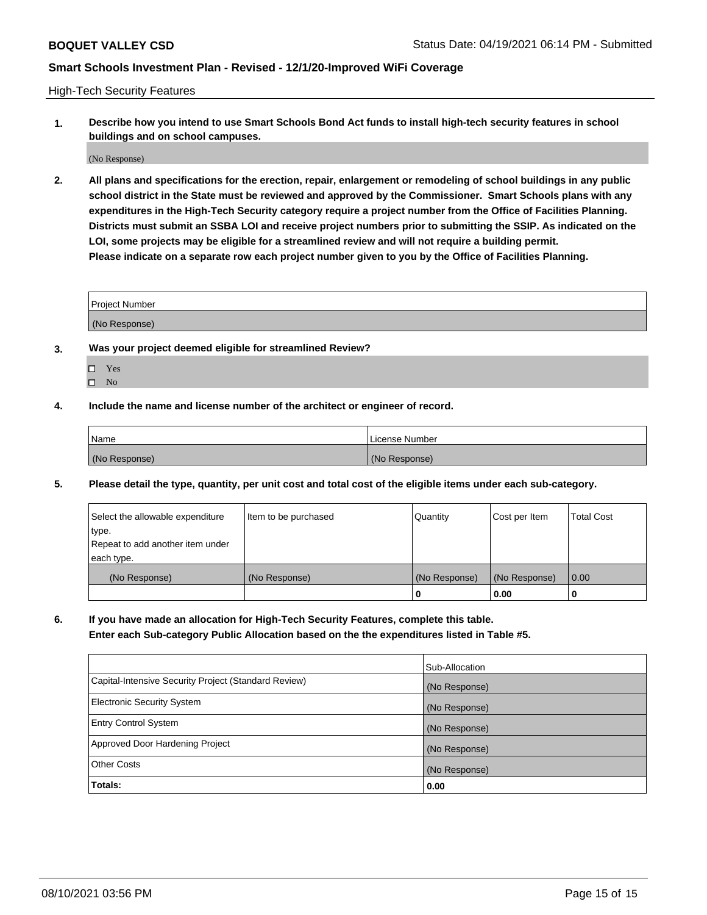High-Tech Security Features

**1. Describe how you intend to use Smart Schools Bond Act funds to install high-tech security features in school buildings and on school campuses.**

(No Response)

**2. All plans and specifications for the erection, repair, enlargement or remodeling of school buildings in any public school district in the State must be reviewed and approved by the Commissioner. Smart Schools plans with any expenditures in the High-Tech Security category require a project number from the Office of Facilities Planning. Districts must submit an SSBA LOI and receive project numbers prior to submitting the SSIP. As indicated on the LOI, some projects may be eligible for a streamlined review and will not require a building permit. Please indicate on a separate row each project number given to you by the Office of Facilities Planning.**

| Project Number |
|---|
| (No Response) |

**3. Was your project deemed eligible for streamlined Review?**

- ☐ Yes
- ☐ No

**4. Include the name and license number of the architect or engineer of record.**

| Name | License Number |
|---|---|
| (No Response) | (No Response) |

**5. Please detail the type, quantity, per unit cost and total cost of the eligible items under each sub-category.**

| Select the allowable expenditure type. Repeat to add another item under each type. | Item to be purchased | Quantity | Cost per Item | Total Cost |
|---|---|---|---|---|
| (No Response) | (No Response) | (No Response) | (No Response) | 0.00 |
| | | 0 | 0.00 | 0 |

**6. If you have made an allocation for High-Tech Security Features, complete this table. Enter each Sub-category Public Allocation based on the the expenditures listed in Table #5.**

| | Sub-Allocation |
|---|---|
| Capital-Intensive Security Project (Standard Review) | (No Response) |
| Electronic Security System | (No Response) |
| Entry Control System | (No Response) |
| Approved Door Hardening Project | (No Response) |
| Other Costs | (No Response) |
| **Totals:** | **0.00** |